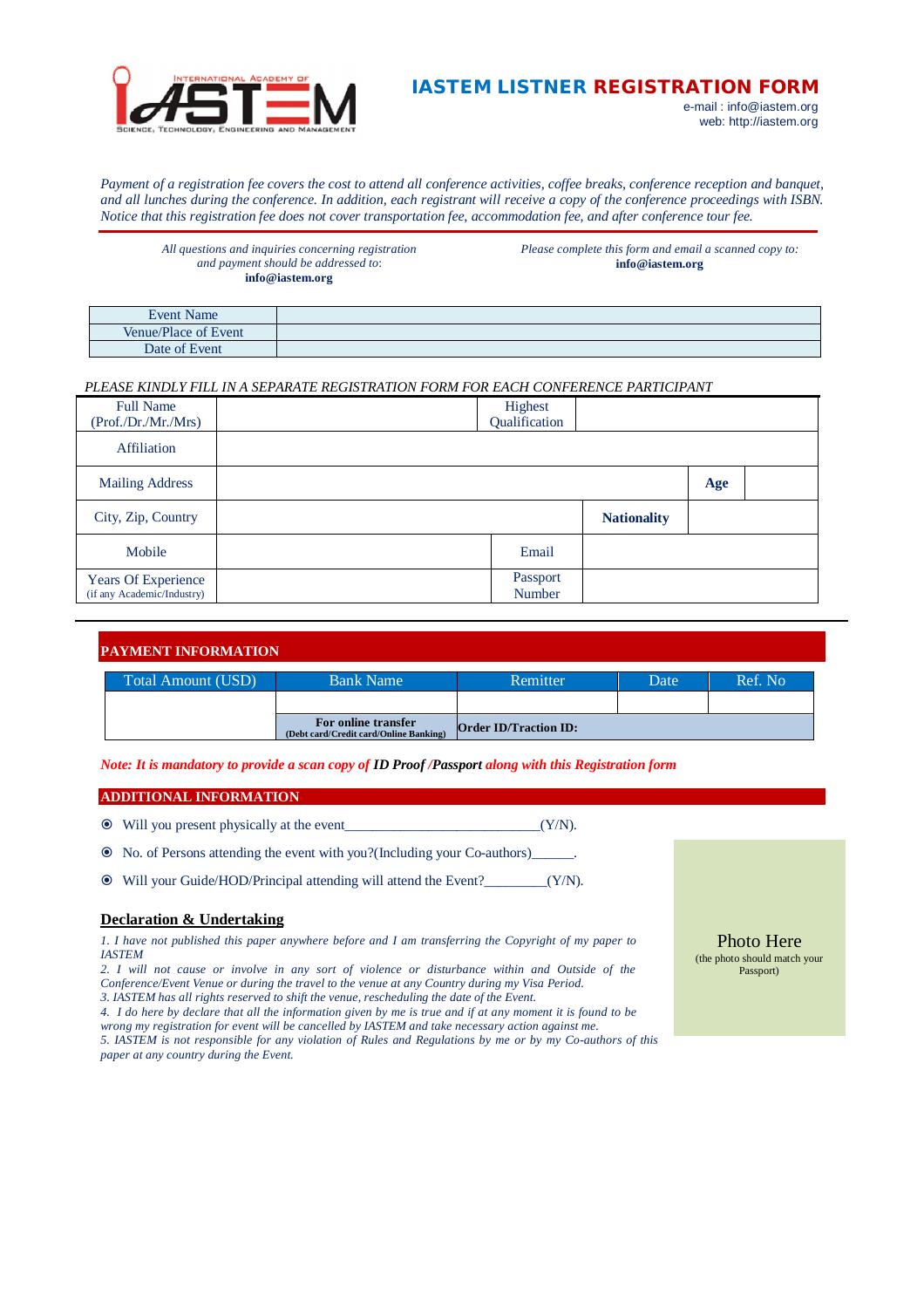# IASTEM LISTNER REGISTRATION FORM

e-mail : info@iastem.org
web: http://iastem.org

*Payment of a registration fee covers the cost to attend all conference activities, coffee breaks, conference reception and banquet, and all lunches during the conference. In addition, each registrant will receive a copy of the conference proceedings with ISBN. Notice that this registration fee does not cover transportation fee, accommodation fee, and after conference tour fee.*

*All questions and inquiries concerning registration and payment should be addressed to:* **info@iastem.org**

*Please complete this form and email a scanned copy to:* **info@iastem.org**

| Event Name | |
|---|---|
| Venue/Place of Event | |
| Date of Event | |

*PLEASE KINDLY FILL IN A SEPARATE REGISTRATION FORM FOR EACH CONFERENCE PARTICIPANT*

| Full Name (Prof./Dr./Mr./Mrs) | | Highest Qualification | |
|---|---|---|---|
| Affiliation | | | |
| Mailing Address | | **Age** | |
| City, Zip, Country | | **Nationality** | |
| Mobile | | Email | |
| Years Of Experience (if any Academic/Industry) | | Passport Number | |

## PAYMENT INFORMATION

| Total Amount (USD) | Bank Name | Remitter | Date | Ref. No |
|---|---|---|---|---|
| | | | | |
| | **For online transfer** (Debt card/Credit card/Online Banking) | **Order ID/Traction ID:** | | |

*Note: It is mandatory to provide a scan copy of* ***ID Proof /Passport*** *along with this Registration form*

## ADDITIONAL INFORMATION

- Will you present physically at the event___________________________(Y/N).
- No. of Persons attending the event with you?(Including your Co-authors)______.
- Will your Guide/HOD/Principal attending will attend the Event?_________(Y/N).

Photo Here
(the photo should match your Passport)

## Declaration & Undertaking

*1. I have not published this paper anywhere before and I am transferring the Copyright of my paper to IASTEM*
*2. I will not cause or involve in any sort of violence or disturbance within and Outside of the Conference/Event Venue or during the travel to the venue at any Country during my Visa Period.*
*3. IASTEM has all rights reserved to shift the venue, rescheduling the date of the Event.*
*4. I do here by declare that all the information given by me is true and if at any moment it is found to be wrong my registration for event will be cancelled by IASTEM and take necessary action against me.*
*5. IASTEM is not responsible for any violation of Rules and Regulations by me or by my Co-authors of this paper at any country during the Event.*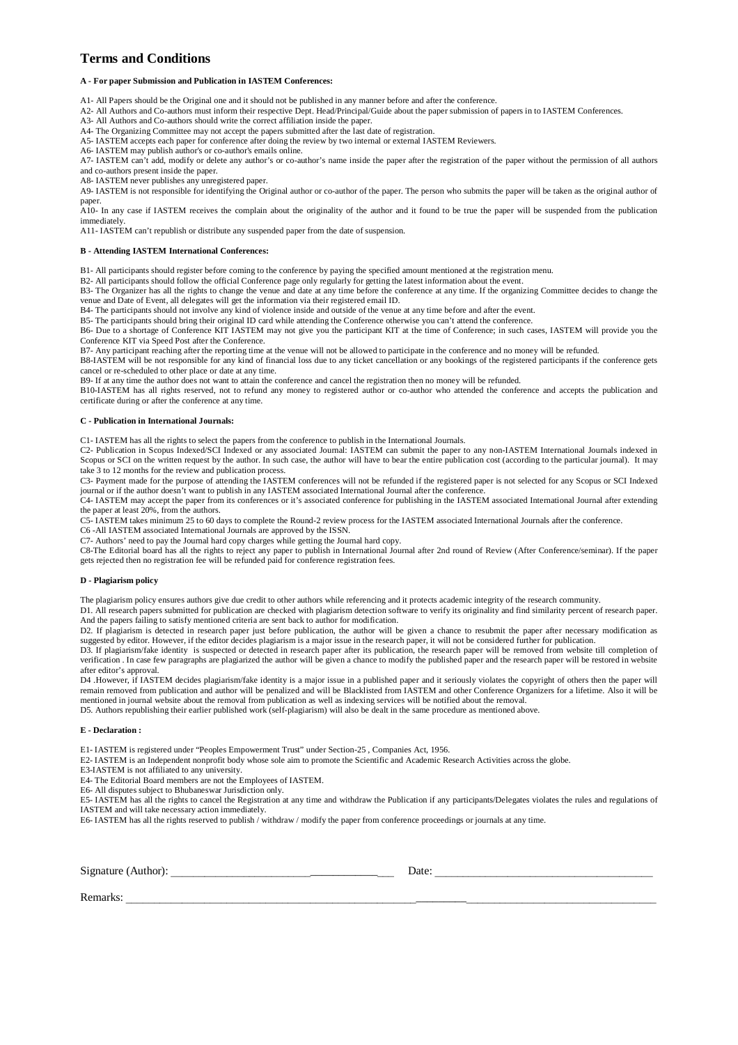# Terms and Conditions

**A - For paper Submission and Publication in IASTEM Conferences:**

A1- All Papers should be the Original one and it should not be published in any manner before and after the conference.

A2- All Authors and Co-authors must inform their respective Dept. Head/Principal/Guide about the paper submission of papers in to IASTEM Conferences.

A3- All Authors and Co-authors should write the correct affiliation inside the paper.

A4- The Organizing Committee may not accept the papers submitted after the last date of registration.

A5- IASTEM accepts each paper for conference after doing the review by two internal or external IASTEM Reviewers.

A6- IASTEM may publish author's or co-author's emails online.

A7- IASTEM can't add, modify or delete any author's or co-author's name inside the paper after the registration of the paper without the permission of all authors and co-authors present inside the paper.

A8- IASTEM never publishes any unregistered paper.

A9- IASTEM is not responsible for identifying the Original author or co-author of the paper. The person who submits the paper will be taken as the original author of paper.

A10- In any case if IASTEM receives the complain about the originality of the author and it found to be true the paper will be suspended from the publication immediately.

A11- IASTEM can't republish or distribute any suspended paper from the date of suspension.

**B - Attending IASTEM International Conferences:**

B1- All participants should register before coming to the conference by paying the specified amount mentioned at the registration menu.

B2- All participants should follow the official Conference page only regularly for getting the latest information about the event.

B3- The Organizer has all the rights to change the venue and date at any time before the conference at any time. If the organizing Committee decides to change the venue and Date of Event, all delegates will get the information via their registered email ID.

B4- The participants should not involve any kind of violence inside and outside of the venue at any time before and after the event.

B5- The participants should bring their original ID card while attending the Conference otherwise you can't attend the conference.

B6- Due to a shortage of Conference KIT IASTEM may not give you the participant KIT at the time of Conference; in such cases, IASTEM will provide you the Conference KIT via Speed Post after the Conference.

B7- Any participant reaching after the reporting time at the venue will not be allowed to participate in the conference and no money will be refunded.

B8-IASTEM will be not responsible for any kind of financial loss due to any ticket cancellation or any bookings of the registered participants if the conference gets cancel or re-scheduled to other place or date at any time.

B9- If at any time the author does not want to attain the conference and cancel the registration then no money will be refunded.

B10-IASTEM has all rights reserved, not to refund any money to registered author or co-author who attended the conference and accepts the publication and certificate during or after the conference at any time.

**C - Publication in International Journals:**

C1- IASTEM has all the rights to select the papers from the conference to publish in the International Journals.

C2- Publication in Scopus Indexed/SCI Indexed or any associated Journal: IASTEM can submit the paper to any non-IASTEM International Journals indexed in Scopus or SCI on the written request by the author. In such case, the author will have to bear the entire publication cost (according to the particular journal). It may take 3 to 12 months for the review and publication process.

C3- Payment made for the purpose of attending the IASTEM conferences will not be refunded if the registered paper is not selected for any Scopus or SCI Indexed journal or if the author doesn't want to publish in any IASTEM associated International Journal after the conference.

C4- IASTEM may accept the paper from its conferences or it's associated conference for publishing in the IASTEM associated International Journal after extending the paper at least 20%, from the authors.

C5- IASTEM takes minimum 25 to 60 days to complete the Round-2 review process for the IASTEM associated International Journals after the conference.

C6 -All IASTEM associated International Journals are approved by the ISSN.

C7- Authors' need to pay the Journal hard copy charges while getting the Journal hard copy.

C8-The Editorial board has all the rights to reject any paper to publish in International Journal after 2nd round of Review (After Conference/seminar). If the paper gets rejected then no registration fee will be refunded paid for conference registration fees.

**D - Plagiarism policy**

The plagiarism policy ensures authors give due credit to other authors while referencing and it protects academic integrity of the research community.

D1. All research papers submitted for publication are checked with plagiarism detection software to verify its originality and find similarity percent of research paper. And the papers failing to satisfy mentioned criteria are sent back to author for modification.

D2. If plagiarism is detected in research paper just before publication, the author will be given a chance to resubmit the paper after necessary modification as suggested by editor. However, if the editor decides plagiarism is a major issue in the research paper, it will not be considered further for publication.

D3. If plagiarism/fake identity is suspected or detected in research paper after its publication, the research paper will be removed from website till completion of verification . In case few paragraphs are plagiarized the author will be given a chance to modify the published paper and the research paper will be restored in website after editor's approval.

D4 .However, if IASTEM decides plagiarism/fake identity is a major issue in a published paper and it seriously violates the copyright of others then the paper will remain removed from publication and author will be penalized and will be Blacklisted from IASTEM and other Conference Organizers for a lifetime. Also it will be mentioned in journal website about the removal from publication as well as indexing services will be notified about the removal.

D5. Authors republishing their earlier published work (self-plagiarism) will also be dealt in the same procedure as mentioned above.

**E - Declaration :**

E1- IASTEM is registered under "Peoples Empowerment Trust" under Section-25 , Companies Act, 1956.

E2- IASTEM is an Independent nonprofit body whose sole aim to promote the Scientific and Academic Research Activities across the globe.

E3-IASTEM is not affiliated to any university.

E4- The Editorial Board members are not the Employees of IASTEM.

E6- All disputes subject to Bhubaneswar Jurisdiction only.

E5- IASTEM has all the rights to cancel the Registration at any time and withdraw the Publication if any participants/Delegates violates the rules and regulations of IASTEM and will take necessary action immediately.

E6- IASTEM has all the rights reserved to publish / withdraw / modify the paper from conference proceedings or journals at any time.

Signature (Author): ________________________________________ Date: ____________________________________

Remarks: ______________________________________________________________________________